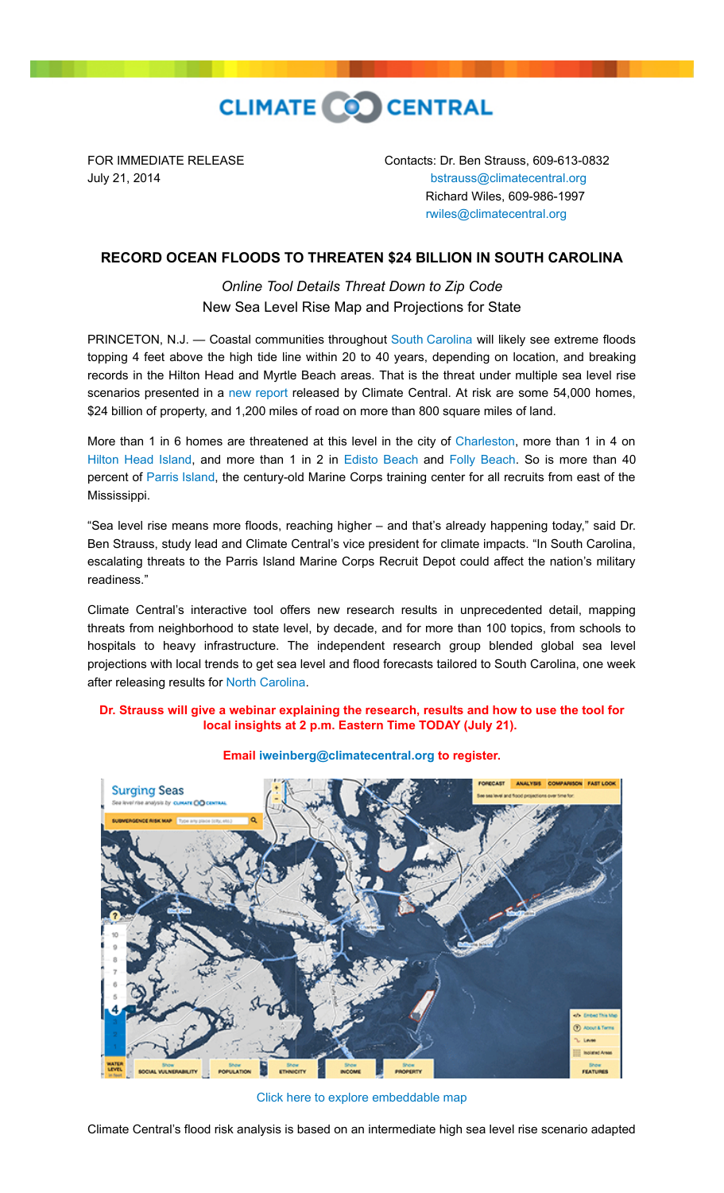CLIMATE CENTRAL

FOR IMMEDIATE RELEASE
July 21, 2014

Contacts: Dr. Ben Strauss, 609-613-0832
bstrauss@climatecentral.org
Richard Wiles, 609-986-1997
rwiles@climatecentral.org

## RECORD OCEAN FLOODS TO THREATEN $24 BILLION IN SOUTH CAROLINA

*Online Tool Details Threat Down to Zip Code*

New Sea Level Rise Map and Projections for State

PRINCETON, N.J. — Coastal communities throughout South Carolina will likely see extreme floods topping 4 feet above the high tide line within 20 to 40 years, depending on location, and breaking records in the Hilton Head and Myrtle Beach areas. That is the threat under multiple sea level rise scenarios presented in a new report released by Climate Central. At risk are some 54,000 homes, $24 billion of property, and 1,200 miles of road on more than 800 square miles of land.

More than 1 in 6 homes are threatened at this level in the city of Charleston, more than 1 in 4 on Hilton Head Island, and more than 1 in 2 in Edisto Beach and Folly Beach. So is more than 40 percent of Parris Island, the century-old Marine Corps training center for all recruits from east of the Mississippi.

"Sea level rise means more floods, reaching higher – and that's already happening today," said Dr. Ben Strauss, study lead and Climate Central's vice president for climate impacts. "In South Carolina, escalating threats to the Parris Island Marine Corps Recruit Depot could affect the nation's military readiness."

Climate Central's interactive tool offers new research results in unprecedented detail, mapping threats from neighborhood to state level, by decade, and for more than 100 topics, from schools to hospitals to heavy infrastructure. The independent research group blended global sea level projections with local trends to get sea level and flood forecasts tailored to South Carolina, one week after releasing results for North Carolina.

**Dr. Strauss will give a webinar explaining the research, results and how to use the tool for local insights at 2 p.m. Eastern Time TODAY (July 21).**

**Email iweinberg@climatecentral.org to register.**

Click here to explore embeddable map

Climate Central's flood risk analysis is based on an intermediate high sea level rise scenario adapted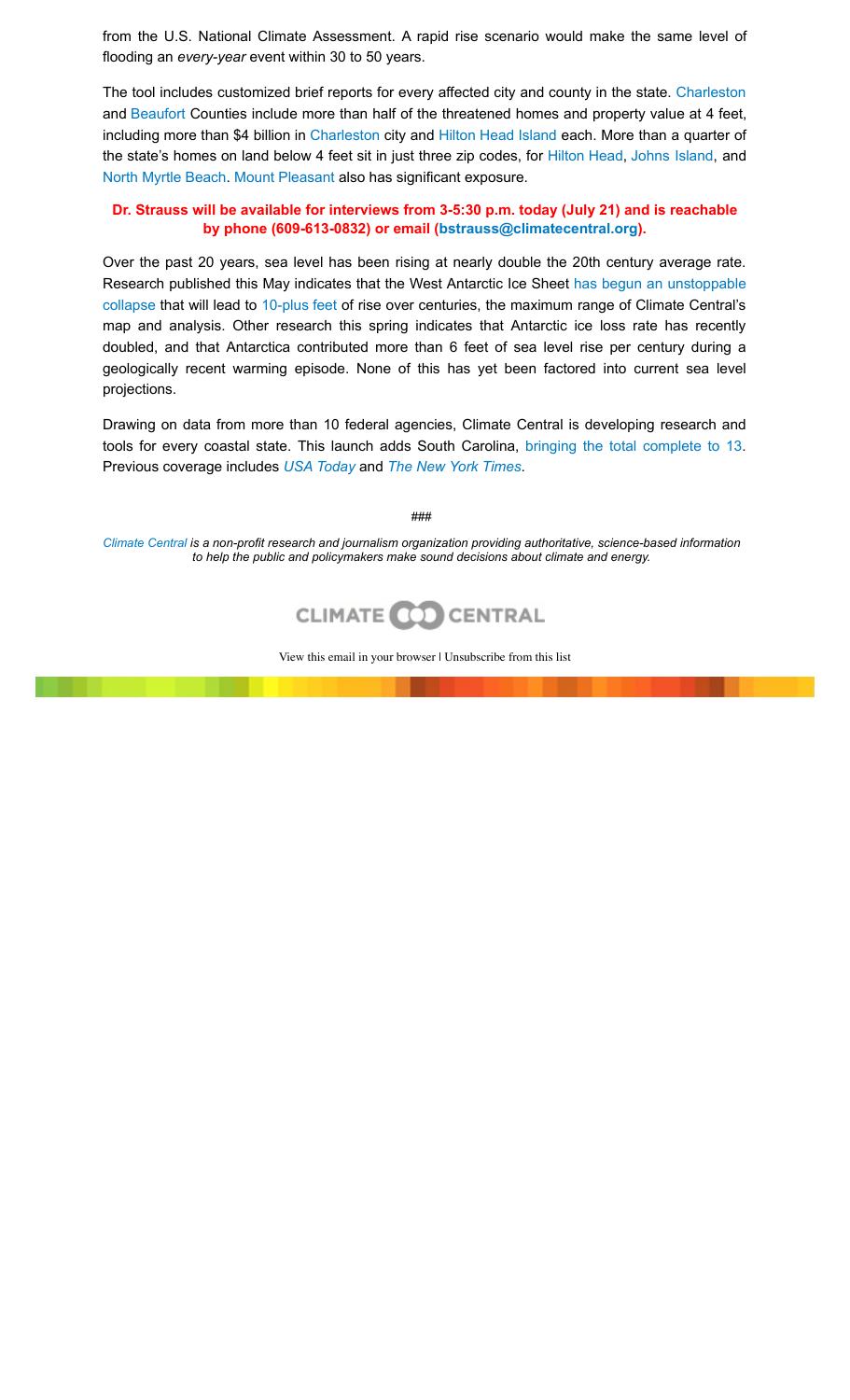from the U.S. National Climate Assessment. A rapid rise scenario would make the same level of flooding an *every-year* event within 30 to 50 years.

The tool includes customized brief reports for every affected city and county in the state. Charleston and Beaufort Counties include more than half of the threatened homes and property value at 4 feet, including more than $4 billion in Charleston city and Hilton Head Island each. More than a quarter of the state's homes on land below 4 feet sit in just three zip codes, for Hilton Head, Johns Island, and North Myrtle Beach. Mount Pleasant also has significant exposure.

**Dr. Strauss will be available for interviews from 3-5:30 p.m. today (July 21) and is reachable by phone (609-613-0832) or email (bstrauss@climatecentral.org).**

Over the past 20 years, sea level has been rising at nearly double the 20th century average rate. Research published this May indicates that the West Antarctic Ice Sheet has begun an unstoppable collapse that will lead to 10-plus feet of rise over centuries, the maximum range of Climate Central's map and analysis. Other research this spring indicates that Antarctic ice loss rate has recently doubled, and that Antarctica contributed more than 6 feet of sea level rise per century during a geologically recent warming episode. None of this has yet been factored into current sea level projections.

Drawing on data from more than 10 federal agencies, Climate Central is developing research and tools for every coastal state. This launch adds South Carolina, bringing the total complete to 13. Previous coverage includes *USA Today* and *The New York Times*.

###

*Climate Central is a non-profit research and journalism organization providing authoritative, science-based information to help the public and policymakers make sound decisions about climate and energy.*

CLIMATE CENTRAL

View this email in your browser | Unsubscribe from this list